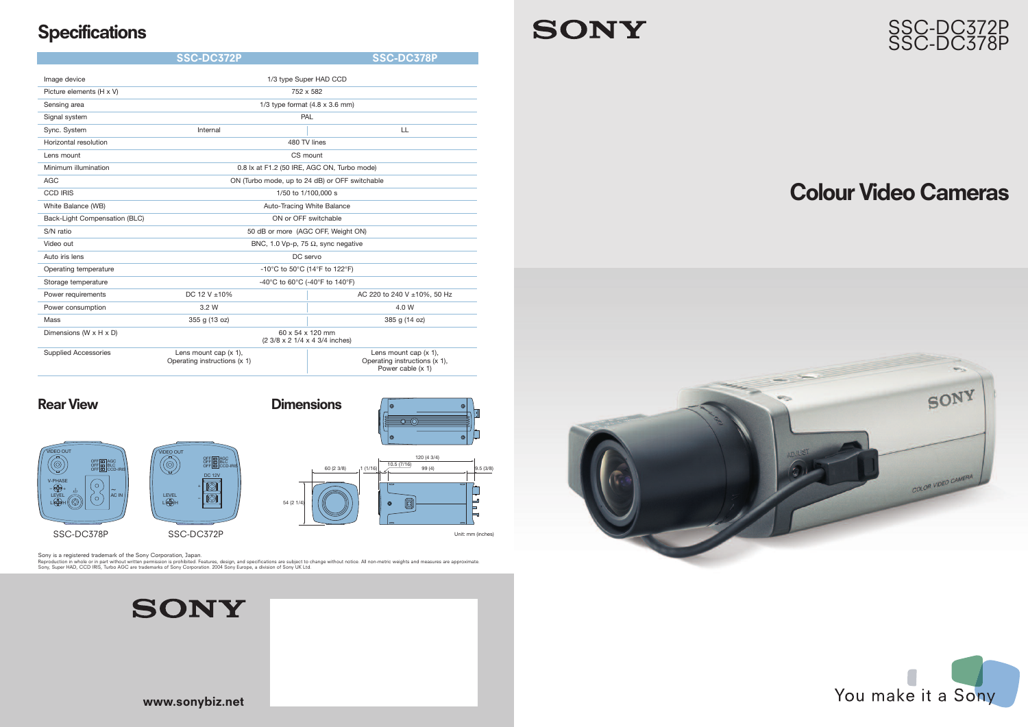# SSC-DC372P
# SSC-DC378P

## Colour Video Cameras

## Specifications

| | SSC-DC372P | SSC-DC378P |
|---|---|---|
| Image device | 1/3 type Super HAD CCD | |
| Picture elements (H x V) | 752 x 582 | |
| Sensing area | 1/3 type format (4.8 x 3.6 mm) | |
| Signal system | PAL | |
| Sync. System | Internal | LL |
| Horizontal resolution | 480 TV lines | |
| Lens mount | CS mount | |
| Minimum illumination | 0.8 lx at F1.2 (50 IRE, AGC ON, Turbo mode) | |
| AGC | ON (Turbo mode, up to 24 dB) or OFF switchable | |
| CCD IRIS | 1/50 to 1/100,000 s | |
| White Balance (WB) | Auto-Tracing White Balance | |
| Back-Light Compensation (BLC) | ON or OFF switchable | |
| S/N ratio | 50 dB or more (AGC OFF, Weight ON) | |
| Video out | BNC, 1.0 Vp-p, 75 Ω, sync negative | |
| Auto iris lens | DC servo | |
| Operating temperature | -10°C to 50°C (14°F to 122°F) | |
| Storage temperature | -40°C to 60°C (-40°F to 140°F) | |
| Power requirements | DC 12 V ±10% | AC 220 to 240 V ±10%, 50 Hz |
| Power consumption | 3.2 W | 4.0 W |
| Mass | 355 g (13 oz) | 385 g (14 oz) |
| Dimensions (W x H x D) | 60 x 54 x 120 mm (2 3/8 x 2 1/4 x 4 3/4 inches) | |
| Supplied Accessories | Lens mount cap (x 1), Operating instructions (x 1) | Lens mount cap (x 1), Operating instructions (x 1), Power cable (x 1) |

## Rear View

SSC-DC378P

SSC-DC372P

## Dimensions

Unit: mm (inches)

Sony is a registered trademark of the Sony Corporation, Japan.
Reproduction in whole or in part without written permission is prohibited. Features, design, and specifications are subject to change without notice. All non-metric weights and measures are approximate.
Sony, Super HAD, CCD IRIS, Turbo AGC are trademarks of Sony Corporation. 2004 Sony Europe, a division of Sony UK Ltd.

**www.sonybiz.net**

You make it a Sony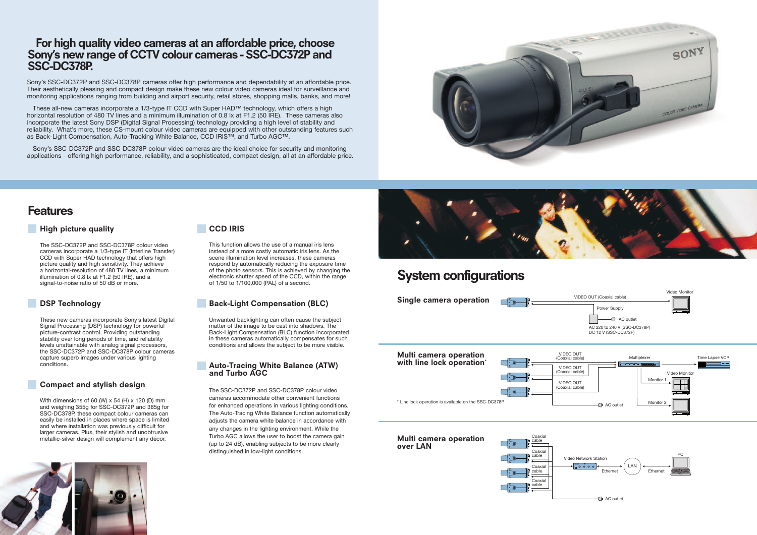# For high quality video cameras at an affordable price, choose Sony's new range of CCTV colour cameras - SSC-DC372P and SSC-DC378P.

Sony's SSC-DC372P and SSC-DC378P cameras offer high performance and dependability at an affordable price. Their aesthetically pleasing and compact design make these new colour video cameras ideal for surveillance and monitoring applications ranging from building and airport security, retail stores, shopping malls, banks, and more!

These all-new cameras incorporate a 1/3-type IT CCD with Super HAD™ technology, which offers a high horizontal resolution of 480 TV lines and a minimum illumination of 0.8 lx at F1.2 (50 IRE). These cameras also incorporate the latest Sony DSP (Digital Signal Processing) technology providing a high level of stability and reliability. What's more, these CS-mount colour video cameras are equipped with other outstanding features such as Back-Light Compensation, Auto-Tracking White Balance, CCD IRIS™, and Turbo AGC™.

Sony's SSC-DC372P and SSC-DC378P colour video cameras are the ideal choice for security and monitoring applications - offering high performance, reliability, and a sophisticated, compact design, all at an affordable price.

## Features

### High picture quality

The SSC-DC372P and SSC-DC378P colour video cameras incorporate a 1/3-type IT (Interline Transfer) CCD with Super HAD technology that offers high picture quality and high sensitivity. They achieve a horizontal-resolution of 480 TV lines, a minimum illumination of 0.8 lx at F1.2 (50 IRE), and a signal-to-noise ratio of 50 dB or more.

### DSP Technology

These new cameras incorporate Sony's latest Digital Signal Processing (DSP) technology for powerful picture-contrast control. Providing outstanding stability over long periods of time, and reliability levels unattainable with analog signal processors, the SSC-DC372P and SSC-DC378P colour cameras capture superb images under various lighting conditions.

### Compact and stylish design

With dimensions of 60 (W) x 54 (H) x 120 (D) mm and weighing 355g for SSC-DC372P and 385g for SSC-DC378P, these compact colour cameras can easily be installed in places where space is limited and where installation was previously difficult for larger cameras. Plus, their stylish and unobtrusive metallic-silver design will complement any décor.

### CCD IRIS

This function allows the use of a manual iris lens instead of a more costly automatic iris lens. As the scene illumination level increases, these cameras respond by automatically reducing the exposure time of the photo sensors. This is achieved by changing the electronic shutter speed of the CCD, within the range of 1/50 to 1/100,000 (PAL) of a second.

### Back-Light Compensation (BLC)

Unwanted backlighting can often cause the subject matter of the image to be cast into shadows. The Back-Light Compensation (BLC) function incorporated in these cameras automatically compensates for such conditions and allows the subject to be more visible.

### Auto-Tracing White Balance (ATW) and Turbo AGC

The SSC-DC372P and SSC-DC378P colour video cameras accommodate other convenient functions for enhanced operations in various lighting conditions. The Auto-Tracing White Balance function automatically adjusts the camera white balance in accordance with any changes in the lighting environment. While the Turbo AGC allows the user to boost the camera gain (up to 24 dB), enabling subjects to be more clearly distinguished in low-light conditions.

## System configurations

### Single camera operation

VIDEO OUT (Coaxial cable)

Video Monitor

Power Supply

AC outlet

AC 220 to 240 V (SSC-DC378P)
DC 12 V (SSC-DC372P)

### Multi camera operation with line lock operation*

VIDEO OUT (Coaxial cable)

VIDEO OUT (Coaxial cable)

VIDEO OUT (Coaxial cable)

Multiplexer

Time Lapse VCR

Video Monitor

Monitor 1

Monitor 2

AC outlet

* Line lock operation is available on the SSC-DC378P.

### Multi camera operation over LAN

Coaxial cable

Coaxial cable

Coaxial cable

Coaxial cable

Video Network Station

Ethernet

LAN

Ethernet

PC

AC outlet